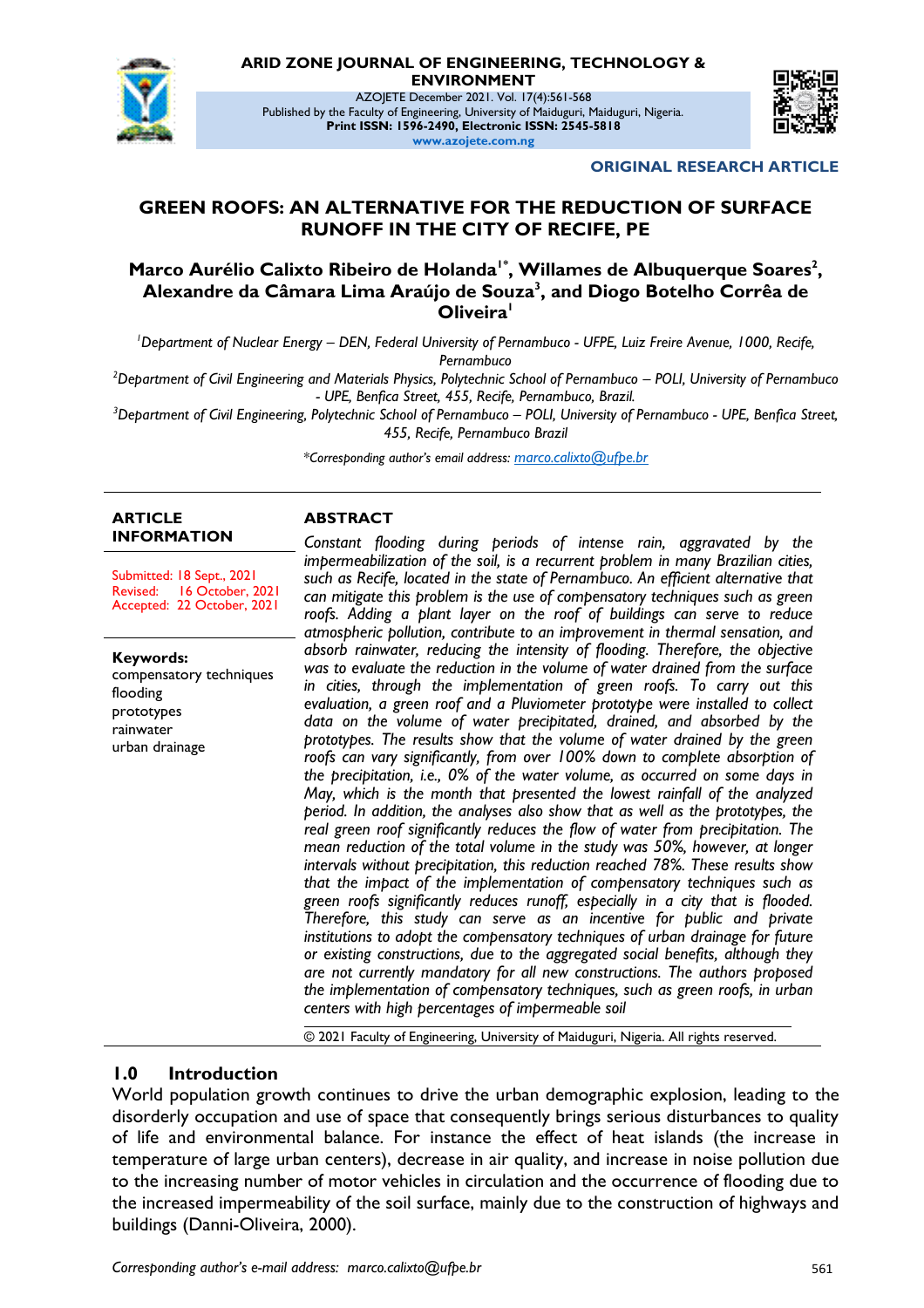ARID ZONE JOURNAL OF ENGINEERING, TECHNOLOGY & ENVIRONMENT

AZOJETE December 2021. Vol. 17(4):561-568

Published by the Faculty of Engineering, University of Maiduguri, Maiduguri, Nigeria.

**Print ISSN: 1596-2490, Electronic ISSN: 2545-5818**

www.azojete.com.ng

**ORIGINAL RESEARCH ARTICLE**

# GREEN ROOFS: AN ALTERNATIVE FOR THE REDUCTION OF SURFACE RUNOFF IN THE CITY OF RECIFE, PE

**Marco Aurélio Calixto Ribeiro de Holanda[1*], Willames de Albuquerque Soares[2], Alexandre da Câmara Lima Araújo de Souza[3], and Diogo Botelho Corrêa de Oliveira[1]**

*[1]Department of Nuclear Energy – DEN, Federal University of Pernambuco - UFPE, Luiz Freire Avenue, 1000, Recife, Pernambuco*

*[2]Department of Civil Engineering and Materials Physics, Polytechnic School of Pernambuco – POLI, University of Pernambuco - UPE, Benfica Street, 455, Recife, Pernambuco, Brazil.*

*[3]Department of Civil Engineering, Polytechnic School of Pernambuco – POLI, University of Pernambuco - UPE, Benfica Street, 455, Recife, Pernambuco Brazil*

*\*Corresponding author's email address: marco.calixto@ufpe.br*

**ARTICLE INFORMATION**

Submitted: 18 Sept., 2021
Revised: 16 October, 2021
Accepted: 22 October, 2021

**Keywords:**
compensatory techniques
flooding
prototypes
rainwater
urban drainage

**ABSTRACT**

*Constant flooding during periods of intense rain, aggravated by the impermeabilization of the soil, is a recurrent problem in many Brazilian cities, such as Recife, located in the state of Pernambuco. An efficient alternative that can mitigate this problem is the use of compensatory techniques such as green roofs. Adding a plant layer on the roof of buildings can serve to reduce atmospheric pollution, contribute to an improvement in thermal sensation, and absorb rainwater, reducing the intensity of flooding. Therefore, the objective was to evaluate the reduction in the volume of water drained from the surface in cities, through the implementation of green roofs. To carry out this evaluation, a green roof and a Pluviometer prototype were installed to collect data on the volume of water precipitated, drained, and absorbed by the prototypes. The results show that the volume of water drained by the green roofs can vary significantly, from over 100% down to complete absorption of the precipitation, i.e., 0% of the water volume, as occurred on some days in May, which is the month that presented the lowest rainfall of the analyzed period. In addition, the analyses also show that as well as the prototypes, the real green roof significantly reduces the flow of water from precipitation. The mean reduction of the total volume in the study was 50%, however, at longer intervals without precipitation, this reduction reached 78%. These results show that the impact of the implementation of compensatory techniques such as green roofs significantly reduces runoff, especially in a city that is flooded. Therefore, this study can serve as an incentive for public and private institutions to adopt the compensatory techniques of urban drainage for future or existing constructions, due to the aggregated social benefits, although they are not currently mandatory for all new constructions. The authors proposed the implementation of compensatory techniques, such as green roofs, in urban centers with high percentages of impermeable soil*

© 2021 Faculty of Engineering, University of Maiduguri, Nigeria. All rights reserved.

## 1.0 Introduction

World population growth continues to drive the urban demographic explosion, leading to the disorderly occupation and use of space that consequently brings serious disturbances to quality of life and environmental balance. For instance the effect of heat islands (the increase in temperature of large urban centers), decrease in air quality, and increase in noise pollution due to the increasing number of motor vehicles in circulation and the occurrence of flooding due to the increased impermeability of the soil surface, mainly due to the construction of highways and buildings (Danni-Oliveira, 2000).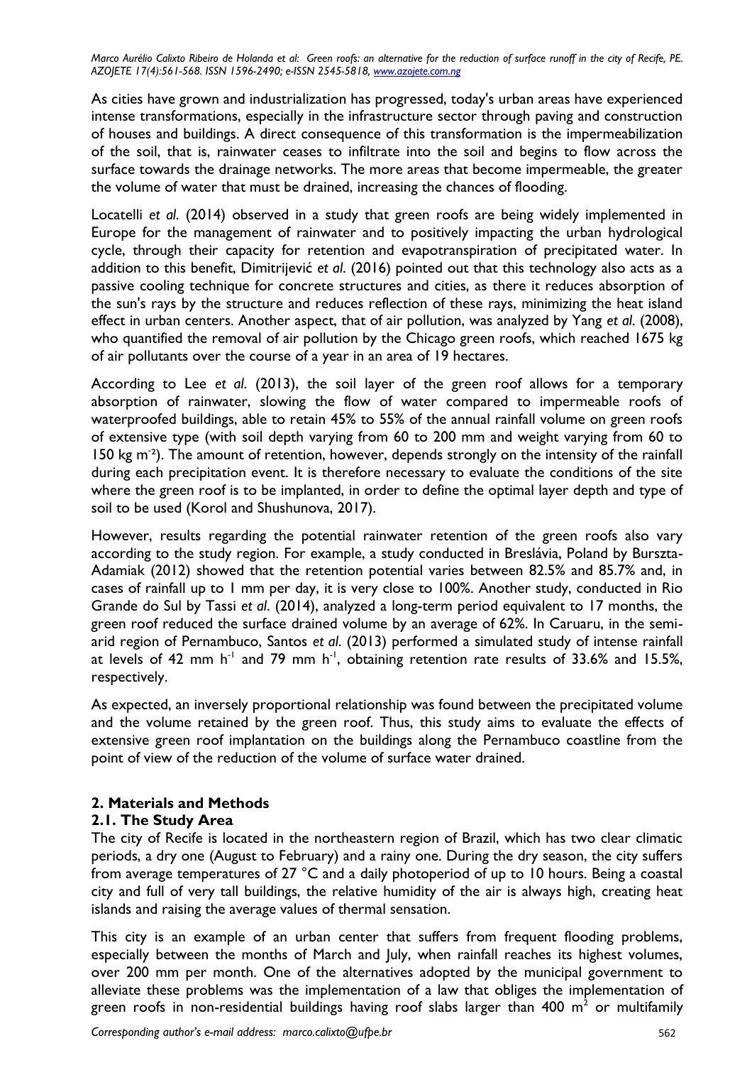As cities have grown and industrialization has progressed, today's urban areas have experienced intense transformations, especially in the infrastructure sector through paving and construction of houses and buildings. A direct consequence of this transformation is the impermeabilization of the soil, that is, rainwater ceases to infiltrate into the soil and begins to flow across the surface towards the drainage networks. The more areas that become impermeable, the greater the volume of water that must be drained, increasing the chances of flooding.

Locatelli *et al*. (2014) observed in a study that green roofs are being widely implemented in Europe for the management of rainwater and to positively impacting the urban hydrological cycle, through their capacity for retention and evapotranspiration of precipitated water. In addition to this benefit, Dimitrijević *et al*. (2016) pointed out that this technology also acts as a passive cooling technique for concrete structures and cities, as there it reduces absorption of the sun's rays by the structure and reduces reflection of these rays, minimizing the heat island effect in urban centers. Another aspect, that of air pollution, was analyzed by Yang *et al*. (2008), who quantified the removal of air pollution by the Chicago green roofs, which reached 1675 kg of air pollutants over the course of a year in an area of 19 hectares.

According to Lee *et al*. (2013), the soil layer of the green roof allows for a temporary absorption of rainwater, slowing the flow of water compared to impermeable roofs of waterproofed buildings, able to retain 45% to 55% of the annual rainfall volume on green roofs of extensive type (with soil depth varying from 60 to 200 mm and weight varying from 60 to 150 kg $m^{-2}$). The amount of retention, however, depends strongly on the intensity of the rainfall during each precipitation event. It is therefore necessary to evaluate the conditions of the site where the green roof is to be implanted, in order to define the optimal layer depth and type of soil to be used (Korol and Shushunova, 2017).

However, results regarding the potential rainwater retention of the green roofs also vary according to the study region. For example, a study conducted in Breslávia, Poland by Burszta-Adamiak (2012) showed that the retention potential varies between 82.5% and 85.7% and, in cases of rainfall up to 1 mm per day, it is very close to 100%. Another study, conducted in Rio Grande do Sul by Tassi *et al*. (2014), analyzed a long-term period equivalent to 17 months, the green roof reduced the surface drained volume by an average of 62%. In Caruaru, in the semi-arid region of Pernambuco, Santos *et al*. (2013) performed a simulated study of intense rainfall at levels of 42 mm $h^{-1}$ and 79 mm $h^{-1}$, obtaining retention rate results of 33.6% and 15.5%, respectively.

As expected, an inversely proportional relationship was found between the precipitated volume and the volume retained by the green roof. Thus, this study aims to evaluate the effects of extensive green roof implantation on the buildings along the Pernambuco coastline from the point of view of the reduction of the volume of surface water drained.

## 2. Materials and Methods

### 2.1. The Study Area

The city of Recife is located in the northeastern region of Brazil, which has two clear climatic periods, a dry one (August to February) and a rainy one. During the dry season, the city suffers from average temperatures of 27 °C and a daily photoperiod of up to 10 hours. Being a coastal city and full of very tall buildings, the relative humidity of the air is always high, creating heat islands and raising the average values of thermal sensation.

This city is an example of an urban center that suffers from frequent flooding problems, especially between the months of March and July, when rainfall reaches its highest volumes, over 200 mm per month. One of the alternatives adopted by the municipal government to alleviate these problems was the implementation of a law that obliges the implementation of green roofs in non-residential buildings having roof slabs larger than 400 $m^2$ or multifamily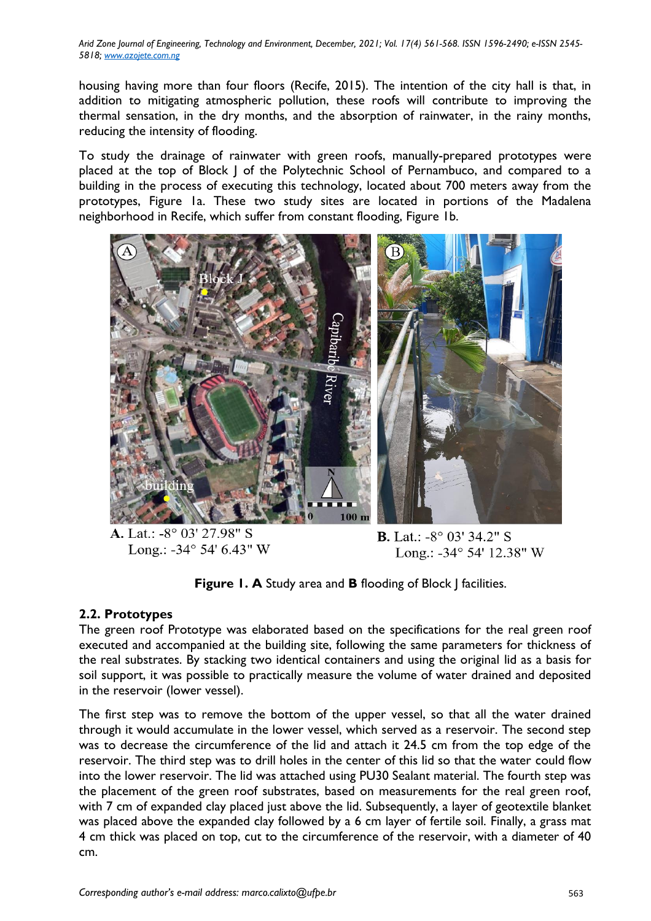housing having more than four floors (Recife, 2015). The intention of the city hall is that, in addition to mitigating atmospheric pollution, these roofs will contribute to improving the thermal sensation, in the dry months, and the absorption of rainwater, in the rainy months, reducing the intensity of flooding.

To study the drainage of rainwater with green roofs, manually-prepared prototypes were placed at the top of Block J of the Polytechnic School of Pernambuco, and compared to a building in the process of executing this technology, located about 700 meters away from the prototypes, Figure 1a. These two study sites are located in portions of the Madalena neighborhood in Recife, which suffer from constant flooding, Figure 1b.

**A.** Lat.: -8° 03' 27.98" S
Long.: -34° 54' 6.43" W

**B.** Lat.: -8° 03' 34.2" S
Long.: -34° 54' 12.38" W

**Figure 1. A** Study area and **B** flooding of Block J facilities.

## 2.2. Prototypes

The green roof Prototype was elaborated based on the specifications for the real green roof executed and accompanied at the building site, following the same parameters for thickness of the real substrates. By stacking two identical containers and using the original lid as a basis for soil support, it was possible to practically measure the volume of water drained and deposited in the reservoir (lower vessel).

The first step was to remove the bottom of the upper vessel, so that all the water drained through it would accumulate in the lower vessel, which served as a reservoir. The second step was to decrease the circumference of the lid and attach it 24.5 cm from the top edge of the reservoir. The third step was to drill holes in the center of this lid so that the water could flow into the lower reservoir. The lid was attached using PU30 Sealant material. The fourth step was the placement of the green roof substrates, based on measurements for the real green roof, with 7 cm of expanded clay placed just above the lid. Subsequently, a layer of geotextile blanket was placed above the expanded clay followed by a 6 cm layer of fertile soil. Finally, a grass mat 4 cm thick was placed on top, cut to the circumference of the reservoir, with a diameter of 40 cm.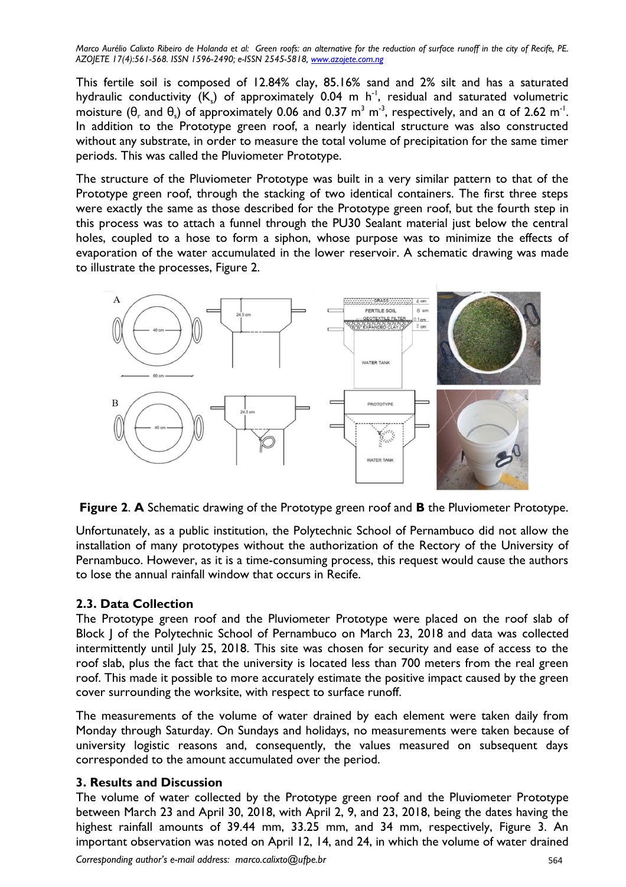This fertile soil is composed of 12.84% clay, 85.16% sand and 2% silt and has a saturated hydraulic conductivity ($K_s$) of approximately 0.04 m $h^{-1}$, residual and saturated volumetric moisture ($\theta_r$ and $\theta_s$) of approximately 0.06 and 0.37 $m^3$ $m^{-3}$, respectively, and an $\alpha$ of 2.62 $m^{-1}$. In addition to the Prototype green roof, a nearly identical structure was also constructed without any substrate, in order to measure the total volume of precipitation for the same timer periods. This was called the Pluviometer Prototype.

The structure of the Pluviometer Prototype was built in a very similar pattern to that of the Prototype green roof, through the stacking of two identical containers. The first three steps were exactly the same as those described for the Prototype green roof, but the fourth step in this process was to attach a funnel through the PU30 Sealant material just below the central holes, coupled to a hose to form a siphon, whose purpose was to minimize the effects of evaporation of the water accumulated in the lower reservoir. A schematic drawing was made to illustrate the processes, Figure 2.

**Figure 2**. **A** Schematic drawing of the Prototype green roof and **B** the Pluviometer Prototype.

Unfortunately, as a public institution, the Polytechnic School of Pernambuco did not allow the installation of many prototypes without the authorization of the Rectory of the University of Pernambuco. However, as it is a time-consuming process, this request would cause the authors to lose the annual rainfall window that occurs in Recife.

### 2.3. Data Collection

The Prototype green roof and the Pluviometer Prototype were placed on the roof slab of Block J of the Polytechnic School of Pernambuco on March 23, 2018 and data was collected intermittently until July 25, 2018. This site was chosen for security and ease of access to the roof slab, plus the fact that the university is located less than 700 meters from the real green roof. This made it possible to more accurately estimate the positive impact caused by the green cover surrounding the worksite, with respect to surface runoff.

The measurements of the volume of water drained by each element were taken daily from Monday through Saturday. On Sundays and holidays, no measurements were taken because of university logistic reasons and, consequently, the values measured on subsequent days corresponded to the amount accumulated over the period.

## 3. Results and Discussion

The volume of water collected by the Prototype green roof and the Pluviometer Prototype between March 23 and April 30, 2018, with April 2, 9, and 23, 2018, being the dates having the highest rainfall amounts of 39.44 mm, 33.25 mm, and 34 mm, respectively, Figure 3. An important observation was noted on April 12, 14, and 24, in which the volume of water drained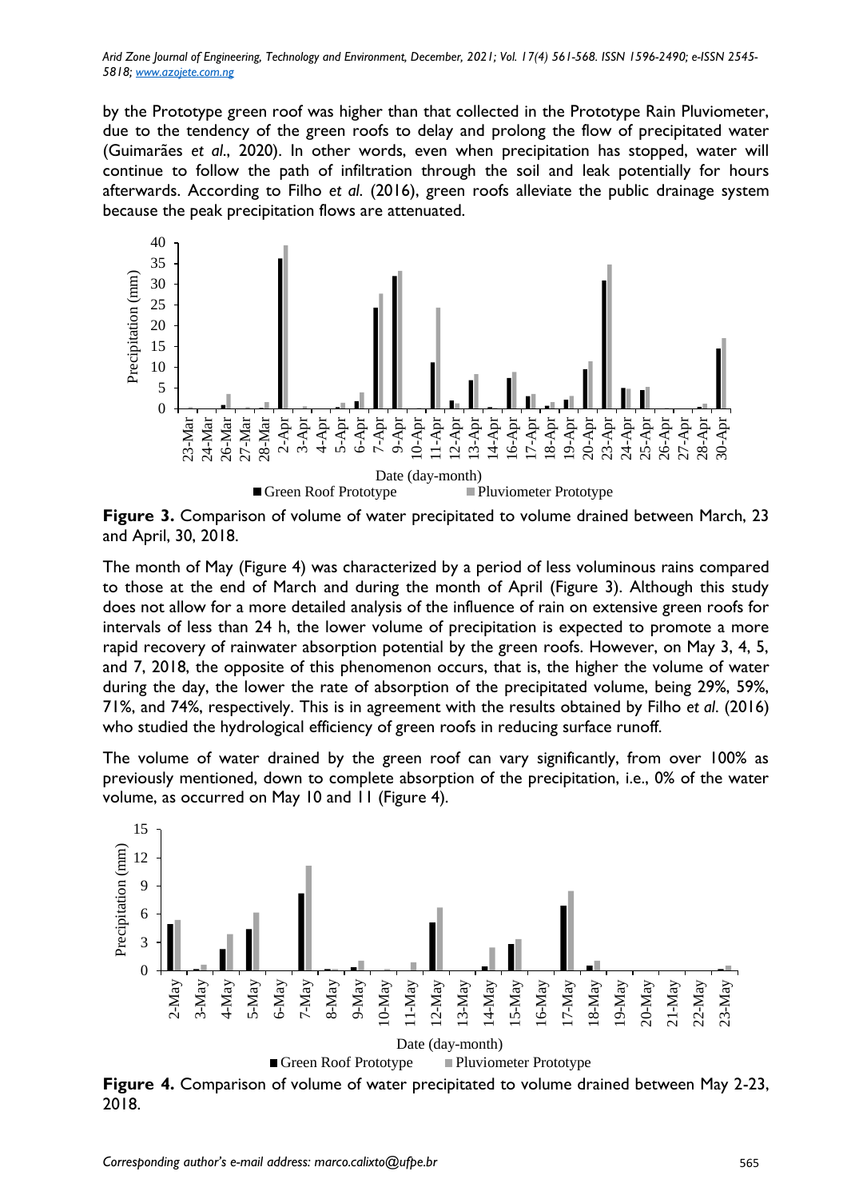by the Prototype green roof was higher than that collected in the Prototype Rain Pluviometer, due to the tendency of the green roofs to delay and prolong the flow of precipitated water (Guimarães *et al*., 2020). In other words, even when precipitation has stopped, water will continue to follow the path of infiltration through the soil and leak potentially for hours afterwards. According to Filho *et al*. (2016), green roofs alleviate the public drainage system because the peak precipitation flows are attenuated.

**Figure 3.** Comparison of volume of water precipitated to volume drained between March, 23 and April, 30, 2018.

The month of May (Figure 4) was characterized by a period of less voluminous rains compared to those at the end of March and during the month of April (Figure 3). Although this study does not allow for a more detailed analysis of the influence of rain on extensive green roofs for intervals of less than 24 h, the lower volume of precipitation is expected to promote a more rapid recovery of rainwater absorption potential by the green roofs. However, on May 3, 4, 5, and 7, 2018, the opposite of this phenomenon occurs, that is, the higher the volume of water during the day, the lower the rate of absorption of the precipitated volume, being 29%, 59%, 71%, and 74%, respectively. This is in agreement with the results obtained by Filho *et al*. (2016) who studied the hydrological efficiency of green roofs in reducing surface runoff.

The volume of water drained by the green roof can vary significantly, from over 100% as previously mentioned, down to complete absorption of the precipitation, i.e., 0% of the water volume, as occurred on May 10 and 11 (Figure 4).

**Figure 4.** Comparison of volume of water precipitated to volume drained between May 2-23, 2018.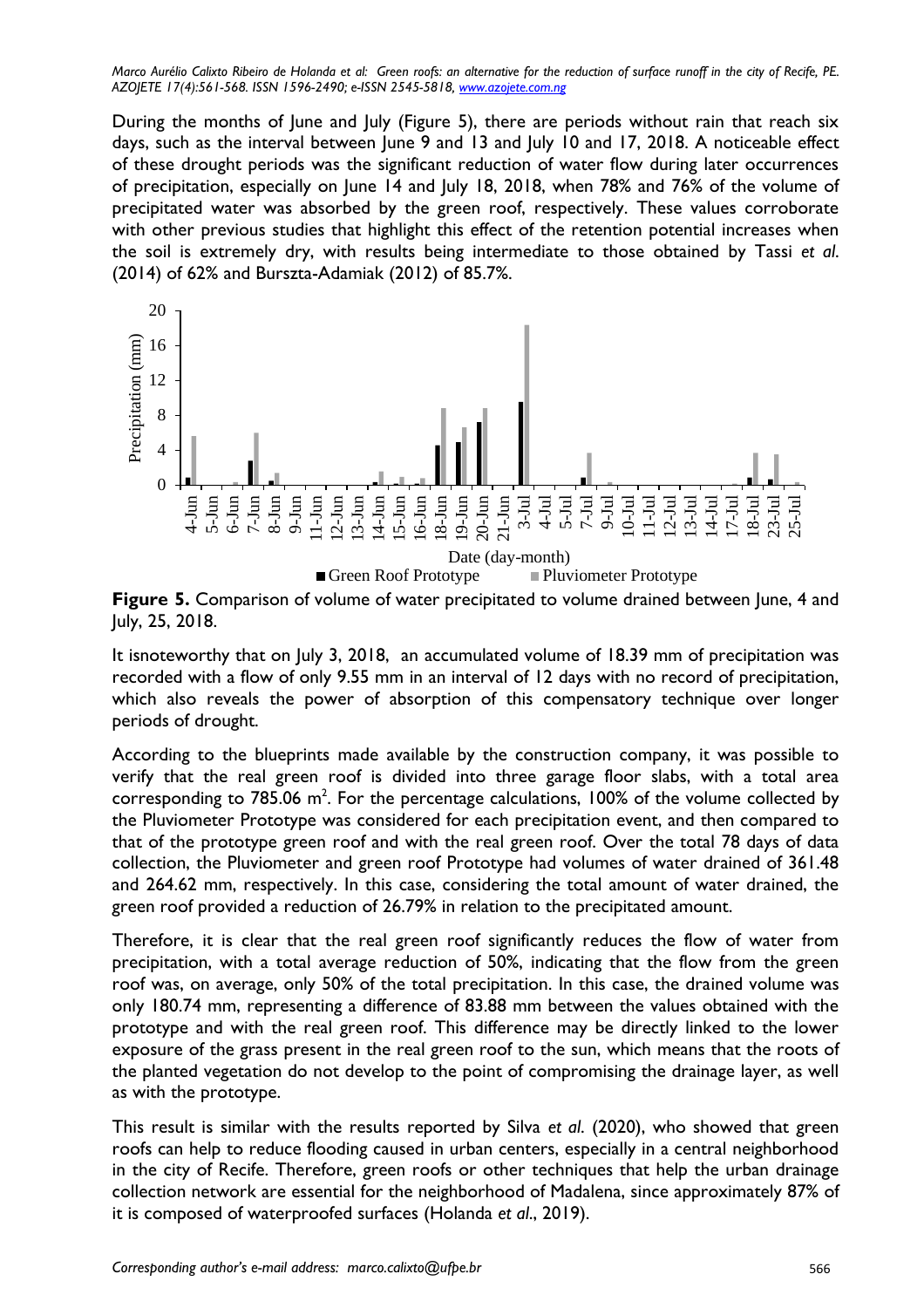During the months of June and July (Figure 5), there are periods without rain that reach six days, such as the interval between June 9 and 13 and July 10 and 17, 2018. A noticeable effect of these drought periods was the significant reduction of water flow during later occurrences of precipitation, especially on June 14 and July 18, 2018, when 78% and 76% of the volume of precipitated water was absorbed by the green roof, respectively. These values corroborate with other previous studies that highlight this effect of the retention potential increases when the soil is extremely dry, with results being intermediate to those obtained by Tassi *et al*. (2014) of 62% and Burszta-Adamiak (2012) of 85.7%.

**Figure 5.** Comparison of volume of water precipitated to volume drained between June, 4 and July, 25, 2018.

It isnoteworthy that on July 3, 2018, an accumulated volume of 18.39 mm of precipitation was recorded with a flow of only 9.55 mm in an interval of 12 days with no record of precipitation, which also reveals the power of absorption of this compensatory technique over longer periods of drought.

According to the blueprints made available by the construction company, it was possible to verify that the real green roof is divided into three garage floor slabs, with a total area corresponding to 785.06 $m^2$. For the percentage calculations, 100% of the volume collected by the Pluviometer Prototype was considered for each precipitation event, and then compared to that of the prototype green roof and with the real green roof. Over the total 78 days of data collection, the Pluviometer and green roof Prototype had volumes of water drained of 361.48 and 264.62 mm, respectively. In this case, considering the total amount of water drained, the green roof provided a reduction of 26.79% in relation to the precipitated amount.

Therefore, it is clear that the real green roof significantly reduces the flow of water from precipitation, with a total average reduction of 50%, indicating that the flow from the green roof was, on average, only 50% of the total precipitation. In this case, the drained volume was only 180.74 mm, representing a difference of 83.88 mm between the values obtained with the prototype and with the real green roof. This difference may be directly linked to the lower exposure of the grass present in the real green roof to the sun, which means that the roots of the planted vegetation do not develop to the point of compromising the drainage layer, as well as with the prototype.

This result is similar with the results reported by Silva *et al*. (2020), who showed that green roofs can help to reduce flooding caused in urban centers, especially in a central neighborhood in the city of Recife. Therefore, green roofs or other techniques that help the urban drainage collection network are essential for the neighborhood of Madalena, since approximately 87% of it is composed of waterproofed surfaces (Holanda *et al*., 2019).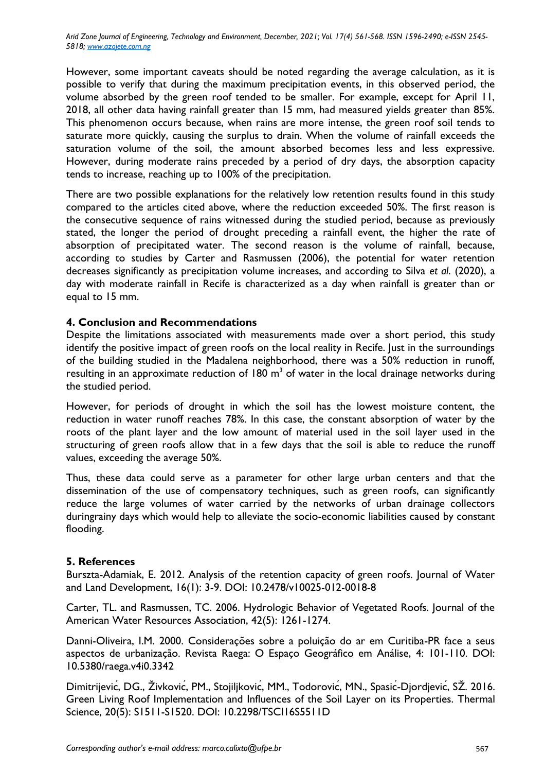However, some important caveats should be noted regarding the average calculation, as it is possible to verify that during the maximum precipitation events, in this observed period, the volume absorbed by the green roof tended to be smaller. For example, except for April 11, 2018, all other data having rainfall greater than 15 mm, had measured yields greater than 85%. This phenomenon occurs because, when rains are more intense, the green roof soil tends to saturate more quickly, causing the surplus to drain. When the volume of rainfall exceeds the saturation volume of the soil, the amount absorbed becomes less and less expressive. However, during moderate rains preceded by a period of dry days, the absorption capacity tends to increase, reaching up to 100% of the precipitation.

There are two possible explanations for the relatively low retention results found in this study compared to the articles cited above, where the reduction exceeded 50%. The first reason is the consecutive sequence of rains witnessed during the studied period, because as previously stated, the longer the period of drought preceding a rainfall event, the higher the rate of absorption of precipitated water. The second reason is the volume of rainfall, because, according to studies by Carter and Rasmussen (2006), the potential for water retention decreases significantly as precipitation volume increases, and according to Silva *et al*. (2020), a day with moderate rainfall in Recife is characterized as a day when rainfall is greater than or equal to 15 mm.

## 4. Conclusion and Recommendations

Despite the limitations associated with measurements made over a short period, this study identify the positive impact of green roofs on the local reality in Recife. Just in the surroundings of the building studied in the Madalena neighborhood, there was a 50% reduction in runoff, resulting in an approximate reduction of 180 $m^3$ of water in the local drainage networks during the studied period.

However, for periods of drought in which the soil has the lowest moisture content, the reduction in water runoff reaches 78%. In this case, the constant absorption of water by the roots of the plant layer and the low amount of material used in the soil layer used in the structuring of green roofs allow that in a few days that the soil is able to reduce the runoff values, exceeding the average 50%.

Thus, these data could serve as a parameter for other large urban centers and that the dissemination of the use of compensatory techniques, such as green roofs, can significantly reduce the large volumes of water carried by the networks of urban drainage collectors duringrainy days which would help to alleviate the socio-economic liabilities caused by constant flooding.

## 5. References

Burszta-Adamiak, E. 2012. Analysis of the retention capacity of green roofs. Journal of Water and Land Development, 16(1): 3-9. DOI: 10.2478/v10025-012-0018-8

Carter, TL. and Rasmussen, TC. 2006. Hydrologic Behavior of Vegetated Roofs. Journal of the American Water Resources Association, 42(5): 1261-1274.

Danni-Oliveira, I.M. 2000. Considerações sobre a poluição do ar em Curitiba-PR face a seus aspectos de urbanização. Revista Raega: O Espaço Geográfico em Análise, 4: 101-110. DOI: 10.5380/raega.v4i0.3342

Dimitrijević, DG., Živković, PM., Stojiljković, MM., Todorović, MN., Spasić-Djordjević, SŽ. 2016. Green Living Roof Implementation and Influences of the Soil Layer on its Properties. Thermal Science, 20(5): S1511-S1520. DOI: 10.2298/TSCI16S5511D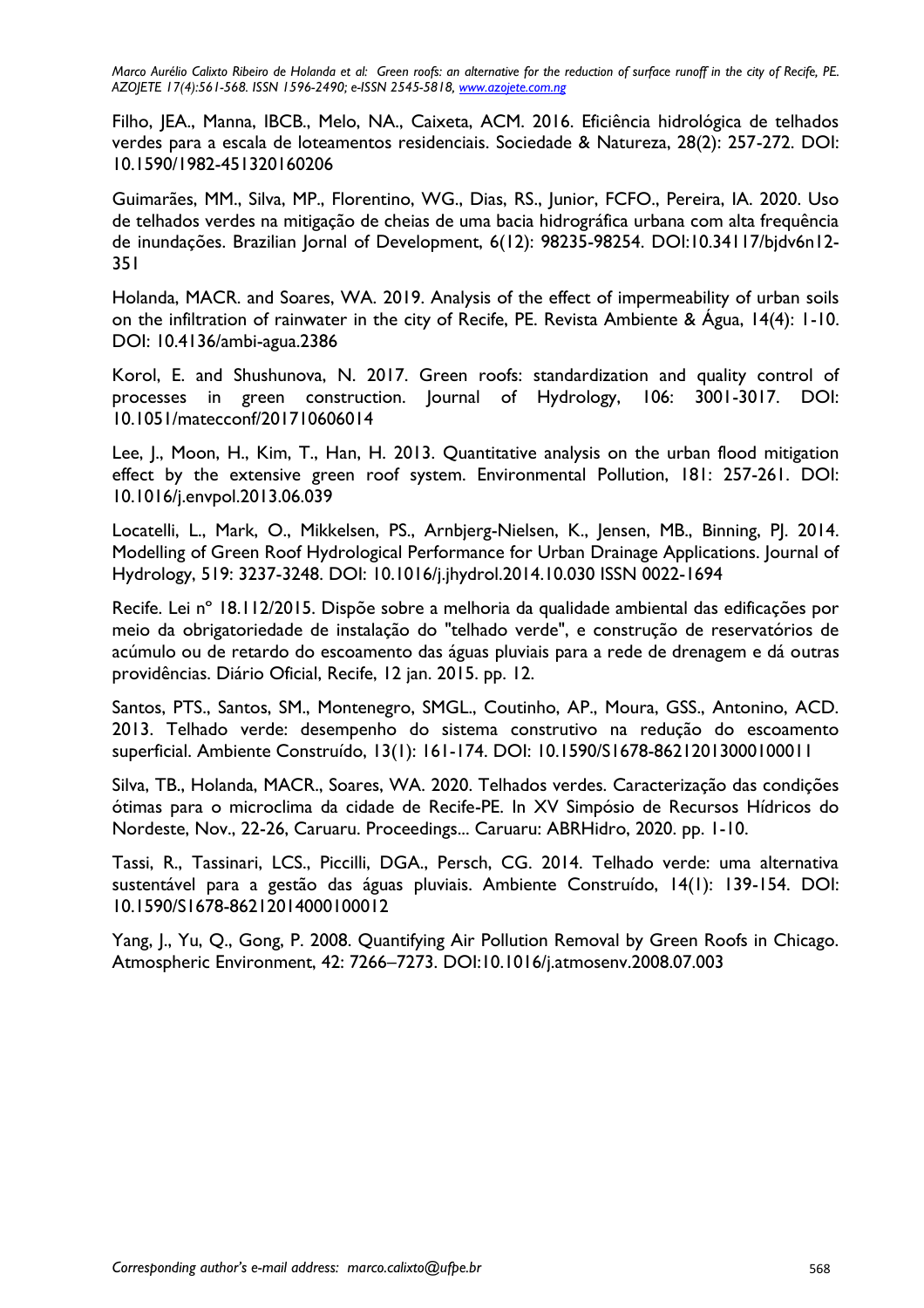Filho, JEA., Manna, IBCB., Melo, NA., Caixeta, ACM. 2016. Eficiência hidrológica de telhados verdes para a escala de loteamentos residenciais. Sociedade & Natureza, 28(2): 257-272. DOI: 10.1590/1982-451320160206

Guimarães, MM., Silva, MP., Florentino, WG., Dias, RS., Junior, FCFO., Pereira, IA. 2020. Uso de telhados verdes na mitigação de cheias de uma bacia hidrográfica urbana com alta frequência de inundações. Brazilian Jornal of Development, 6(12): 98235-98254. DOI:10.34117/bjdv6n12-351

Holanda, MACR. and Soares, WA. 2019. Analysis of the effect of impermeability of urban soils on the infiltration of rainwater in the city of Recife, PE. Revista Ambiente & Água, 14(4): 1-10. DOI: 10.4136/ambi-agua.2386

Korol, E. and Shushunova, N. 2017. Green roofs: standardization and quality control of processes in green construction. Journal of Hydrology, 106: 3001-3017. DOI: 10.1051/matecconf/201710606014

Lee, J., Moon, H., Kim, T., Han, H. 2013. Quantitative analysis on the urban flood mitigation effect by the extensive green roof system. Environmental Pollution, 181: 257-261. DOI: 10.1016/j.envpol.2013.06.039

Locatelli, L., Mark, O., Mikkelsen, PS., Arnbjerg-Nielsen, K., Jensen, MB., Binning, PJ. 2014. Modelling of Green Roof Hydrological Performance for Urban Drainage Applications. Journal of Hydrology, 519: 3237-3248. DOI: 10.1016/j.jhydrol.2014.10.030 ISSN 0022-1694

Recife. Lei nº 18.112/2015. Dispõe sobre a melhoria da qualidade ambiental das edificações por meio da obrigatoriedade de instalação do "telhado verde", e construção de reservatórios de acúmulo ou de retardo do escoamento das águas pluviais para a rede de drenagem e dá outras providências. Diário Oficial, Recife, 12 jan. 2015. pp. 12.

Santos, PTS., Santos, SM., Montenegro, SMGL., Coutinho, AP., Moura, GSS., Antonino, ACD. 2013. Telhado verde: desempenho do sistema construtivo na redução do escoamento superficial. Ambiente Construído, 13(1): 161-174. DOI: 10.1590/S1678-86212013000100011

Silva, TB., Holanda, MACR., Soares, WA. 2020. Telhados verdes. Caracterização das condições ótimas para o microclima da cidade de Recife-PE. In XV Simpósio de Recursos Hídricos do Nordeste, Nov., 22-26, Caruaru. Proceedings... Caruaru: ABRHidro, 2020. pp. 1-10.

Tassi, R., Tassinari, LCS., Piccilli, DGA., Persch, CG. 2014. Telhado verde: uma alternativa sustentável para a gestão das águas pluviais. Ambiente Construído, 14(1): 139-154. DOI: 10.1590/S1678-86212014000100012

Yang, J., Yu, Q., Gong, P. 2008. Quantifying Air Pollution Removal by Green Roofs in Chicago. Atmospheric Environment, 42: 7266–7273. DOI:10.1016/j.atmosenv.2008.07.003